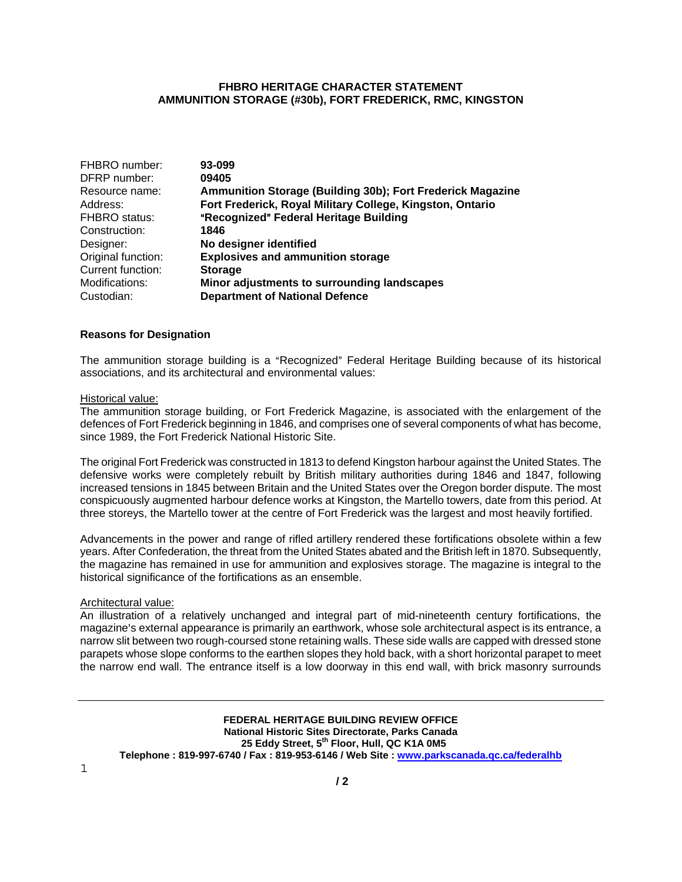**FHBRO HERITAGE CHARACTER STATEMENT**
**AMMUNITION STORAGE (#30b), FORT FREDERICK, RMC, KINGSTON**

| | |
|---|---|
| FHBRO number: | **93-099** |
| DFRP number: | **09405** |
| Resource name: | **Ammunition Storage (Building 30b); Fort Frederick Magazine** |
| Address: | **Fort Frederick, Royal Military College, Kingston, Ontario** |
| FHBRO status: | **"Recognized" Federal Heritage Building** |
| Construction: | **1846** |
| Designer: | **No designer identified** |
| Original function: | **Explosives and ammunition storage** |
| Current function: | **Storage** |
| Modifications: | **Minor adjustments to surrounding landscapes** |
| Custodian: | **Department of National Defence** |

**Reasons for Designation**

The ammunition storage building is a "Recognized" Federal Heritage Building because of its historical associations, and its architectural and environmental values:

Historical value:
The ammunition storage building, or Fort Frederick Magazine, is associated with the enlargement of the defences of Fort Frederick beginning in 1846, and comprises one of several components of what has become, since 1989, the Fort Frederick National Historic Site.

The original Fort Frederick was constructed in 1813 to defend Kingston harbour against the United States. The defensive works were completely rebuilt by British military authorities during 1846 and 1847, following increased tensions in 1845 between Britain and the United States over the Oregon border dispute. The most conspicuously augmented harbour defence works at Kingston, the Martello towers, date from this period. At three storeys, the Martello tower at the centre of Fort Frederick was the largest and most heavily fortified.

Advancements in the power and range of rifled artillery rendered these fortifications obsolete within a few years. After Confederation, the threat from the United States abated and the British left in 1870. Subsequently, the magazine has remained in use for ammunition and explosives storage. The magazine is integral to the historical significance of the fortifications as an ensemble.

Architectural value:
An illustration of a relatively unchanged and integral part of mid-nineteenth century fortifications, the magazine's external appearance is primarily an earthwork, whose sole architectural aspect is its entrance, a narrow slit between two rough-coursed stone retaining walls. These side walls are capped with dressed stone parapets whose slope conforms to the earthen slopes they hold back, with a short horizontal parapet to meet the narrow end wall. The entrance itself is a low doorway in this end wall, with brick masonry surrounds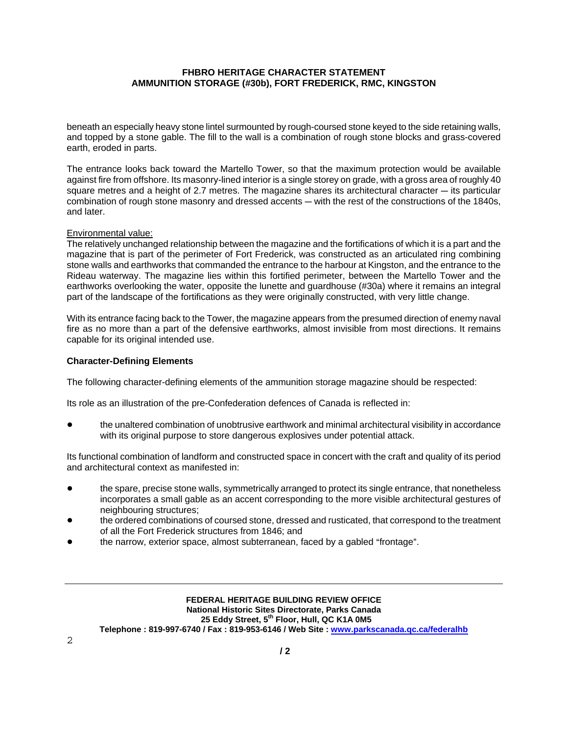beneath an especially heavy stone lintel surmounted by rough-coursed stone keyed to the side retaining walls, and topped by a stone gable. The fill to the wall is a combination of rough stone blocks and grass-covered earth, eroded in parts.

The entrance looks back toward the Martello Tower, so that the maximum protection would be available against fire from offshore. Its masonry-lined interior is a single storey on grade, with a gross area of roughly 40 square metres and a height of 2.7 metres. The magazine shares its architectural character — its particular combination of rough stone masonry and dressed accents — with the rest of the constructions of the 1840s, and later.

<u>Environmental value:</u>
The relatively unchanged relationship between the magazine and the fortifications of which it is a part and the magazine that is part of the perimeter of Fort Frederick, was constructed as an articulated ring combining stone walls and earthworks that commanded the entrance to the harbour at Kingston, and the entrance to the Rideau waterway. The magazine lies within this fortified perimeter, between the Martello Tower and the earthworks overlooking the water, opposite the lunette and guardhouse (#30a) where it remains an integral part of the landscape of the fortifications as they were originally constructed, with very little change.

With its entrance facing back to the Tower, the magazine appears from the presumed direction of enemy naval fire as no more than a part of the defensive earthworks, almost invisible from most directions. It remains capable for its original intended use.

**Character-Defining Elements**

The following character-defining elements of the ammunition storage magazine should be respected:

Its role as an illustration of the pre-Confederation defences of Canada is reflected in:

- the unaltered combination of unobtrusive earthwork and minimal architectural visibility in accordance with its original purpose to store dangerous explosives under potential attack.

Its functional combination of landform and constructed space in concert with the craft and quality of its period and architectural context as manifested in:

- the spare, precise stone walls, symmetrically arranged to protect its single entrance, that nonetheless incorporates a small gable as an accent corresponding to the more visible architectural gestures of neighbouring structures;
- the ordered combinations of coursed stone, dressed and rusticated, that correspond to the treatment of all the Fort Frederick structures from 1846; and
- the narrow, exterior space, almost subterranean, faced by a gabled "frontage".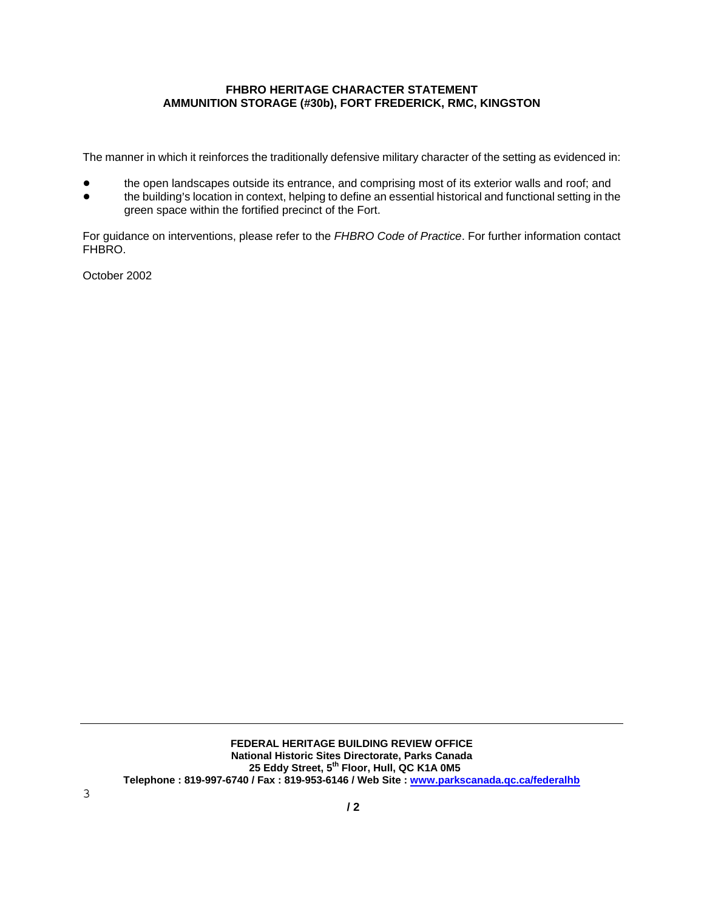**FHBRO HERITAGE CHARACTER STATEMENT**
**AMMUNITION STORAGE (#30b), FORT FREDERICK, RMC, KINGSTON**

The manner in which it reinforces the traditionally defensive military character of the setting as evidenced in:

- the open landscapes outside its entrance, and comprising most of its exterior walls and roof; and
- the building's location in context, helping to define an essential historical and functional setting in the green space within the fortified precinct of the Fort.

For guidance on interventions, please refer to the *FHBRO Code of Practice*. For further information contact FHBRO.

October 2002

---

**FEDERAL HERITAGE BUILDING REVIEW OFFICE**
**National Historic Sites Directorate, Parks Canada**
**25 Eddy Street, 5th Floor, Hull, QC K1A 0M5**
**Telephone : 819-997-6740 / Fax : 819-953-6146 / Web Site : www.parkscanada.qc.ca/federalhb**